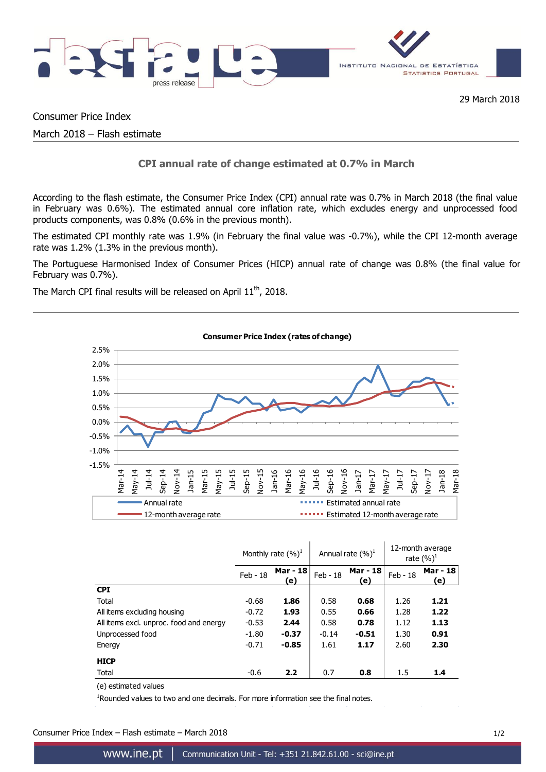29 March 2018

Consumer Price Index

March 2018 – Flash estimate

## CPI annual rate of change estimated at 0.7% in March

According to the flash estimate, the Consumer Price Index (CPI) annual rate was 0.7% in March 2018 (the final value in February was 0.6%). The estimated annual core inflation rate, which excludes energy and unprocessed food products components, was 0.8% (0.6% in the previous month).

The estimated CPI monthly rate was 1.9% (in February the final value was -0.7%), while the CPI 12-month average rate was 1.2% (1.3% in the previous month).

The Portuguese Harmonised Index of Consumer Prices (HICP) annual rate of change was 0.8% (the final value for February was 0.7%).

The March CPI final results will be released on April 11th, 2018.

**Consumer Price Index (rates of change)**

| | Monthly rate (%)[1] | | Annual rate (%)[1] | | 12-month average rate (%)[1] | |
|---|---|---|---|---|---|---|
| | Feb - 18 | **Mar - 18 (e)** | Feb - 18 | **Mar - 18 (e)** | Feb - 18 | **Mar - 18 (e)** |
| **CPI** | | | | | | |
| Total | -0.68 | **1.86** | 0.58 | **0.68** | 1.26 | **1.21** |
| All items excluding housing | -0.72 | **1.93** | 0.55 | **0.66** | 1.28 | **1.22** |
| All items excl. unproc. food and energy | -0.53 | **2.44** | 0.58 | **0.78** | 1.12 | **1.13** |
| Unprocessed food | -1.80 | **-0.37** | -0.14 | **-0.51** | 1.30 | **0.91** |
| Energy | -0.71 | **-0.85** | 1.61 | **1.17** | 2.60 | **2.30** |
| **HICP** | | | | | | |
| Total | -0.6 | **2.2** | 0.7 | **0.8** | 1.5 | **1.4** |

(e) estimated values

[1]Rounded values to two and one decimals. For more information see the final notes.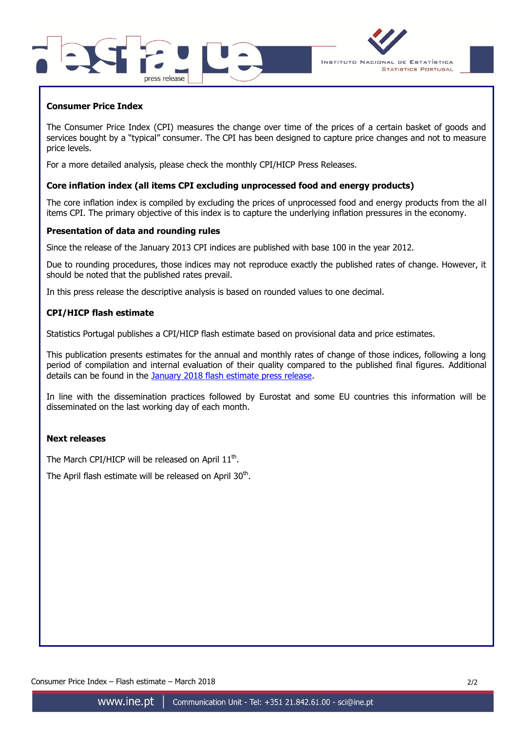**Consumer Price Index**

The Consumer Price Index (CPI) measures the change over time of the prices of a certain basket of goods and services bought by a "typical" consumer. The CPI has been designed to capture price changes and not to measure price levels.

For a more detailed analysis, please check the monthly CPI/HICP Press Releases.

**Core inflation index (all items CPI excluding unprocessed food and energy products)**

The core inflation index is compiled by excluding the prices of unprocessed food and energy products from the all items CPI. The primary objective of this index is to capture the underlying inflation pressures in the economy.

**Presentation of data and rounding rules**

Since the release of the January 2013 CPI indices are published with base 100 in the year 2012.

Due to rounding procedures, those indices may not reproduce exactly the published rates of change. However, it should be noted that the published rates prevail.

In this press release the descriptive analysis is based on rounded values to one decimal.

**CPI/HICP flash estimate**

Statistics Portugal publishes a CPI/HICP flash estimate based on provisional data and price estimates.

This publication presents estimates for the annual and monthly rates of change of those indices, following a long period of compilation and internal evaluation of their quality compared to the published final figures. Additional details can be found in the January 2018 flash estimate press release.

In line with the dissemination practices followed by Eurostat and some EU countries this information will be disseminated on the last working day of each month.

**Next releases**

The March CPI/HICP will be released on April 11th.

The April flash estimate will be released on April 30th.